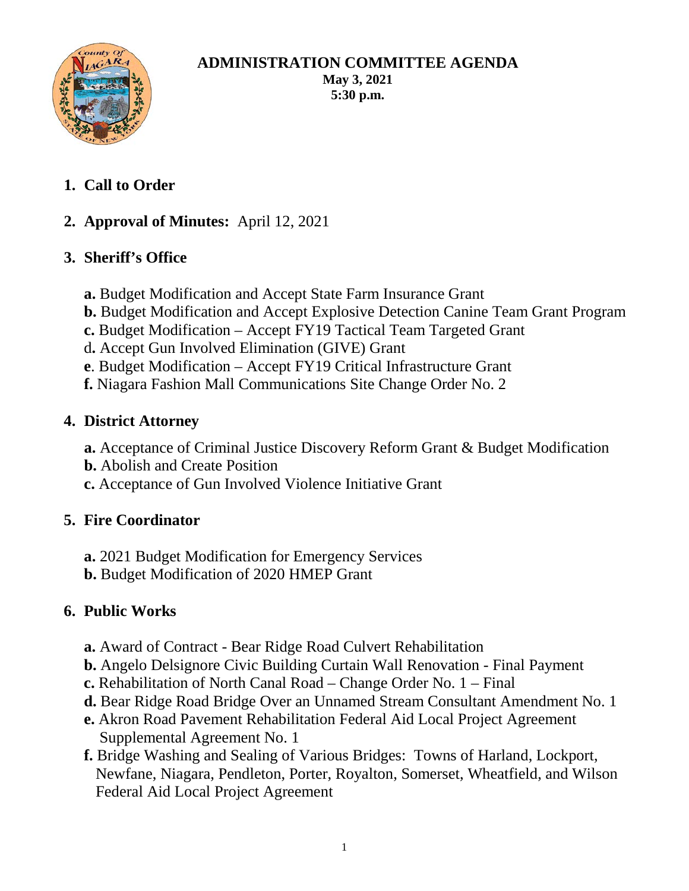# ADMINISTRATION COMMITTEE AGENDA

**May 3, 2021**
**5:30 p.m.**

1. **Call to Order**

2. **Approval of Minutes:** April 12, 2021

3. **Sheriff's Office**

   **a.** Budget Modification and Accept State Farm Insurance Grant
   **b.** Budget Modification and Accept Explosive Detection Canine Team Grant Program
   **c.** Budget Modification – Accept FY19 Tactical Team Targeted Grant
   d**.** Accept Gun Involved Elimination (GIVE) Grant
   **e**. Budget Modification – Accept FY19 Critical Infrastructure Grant
   **f.** Niagara Fashion Mall Communications Site Change Order No. 2

4. **District Attorney**

   **a.** Acceptance of Criminal Justice Discovery Reform Grant & Budget Modification
   **b.** Abolish and Create Position
   **c.** Acceptance of Gun Involved Violence Initiative Grant

5. **Fire Coordinator**

   **a.** 2021 Budget Modification for Emergency Services
   **b.** Budget Modification of 2020 HMEP Grant

6. **Public Works**

   **a.** Award of Contract - Bear Ridge Road Culvert Rehabilitation
   **b.** Angelo Delsignore Civic Building Curtain Wall Renovation - Final Payment
   **c.** Rehabilitation of North Canal Road – Change Order No. 1 – Final
   **d.** Bear Ridge Road Bridge Over an Unnamed Stream Consultant Amendment No. 1
   **e.** Akron Road Pavement Rehabilitation Federal Aid Local Project Agreement Supplemental Agreement No. 1
   **f.** Bridge Washing and Sealing of Various Bridges: Towns of Harland, Lockport, Newfane, Niagara, Pendleton, Porter, Royalton, Somerset, Wheatfield, and Wilson Federal Aid Local Project Agreement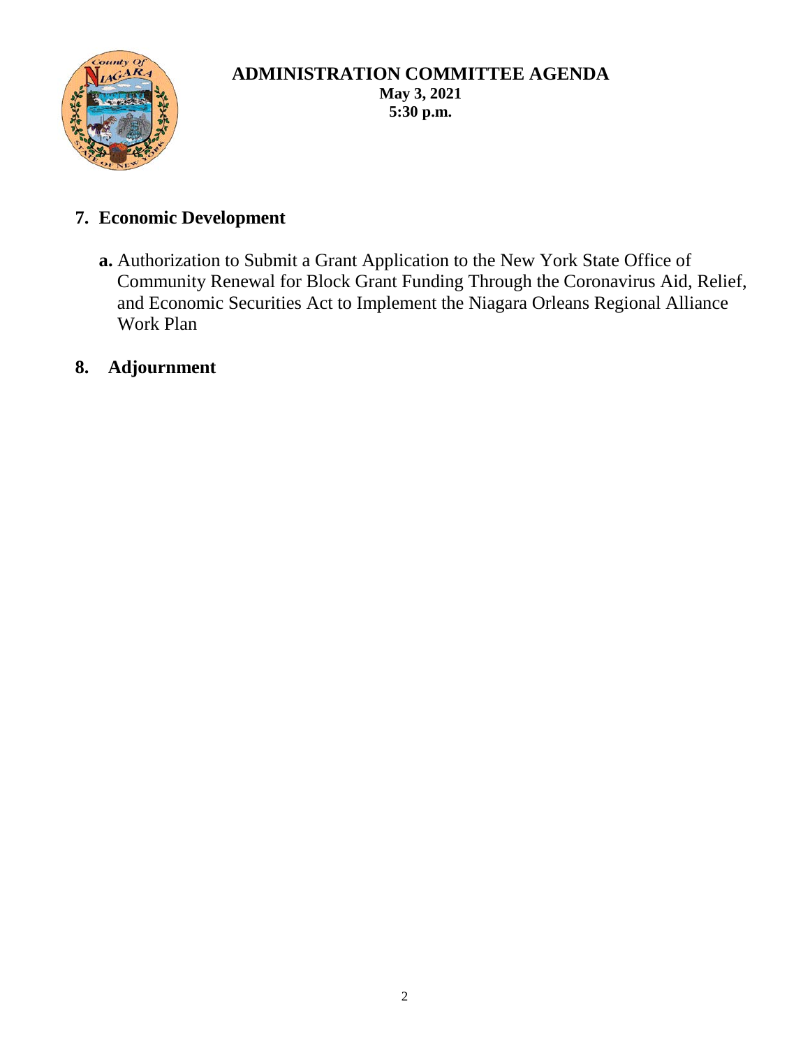# ADMINISTRATION COMMITTEE AGENDA

**May 3, 2021**
**5:30 p.m.**

## 7. Economic Development

**a.** Authorization to Submit a Grant Application to the New York State Office of Community Renewal for Block Grant Funding Through the Coronavirus Aid, Relief, and Economic Securities Act to Implement the Niagara Orleans Regional Alliance Work Plan

## 8. Adjournment